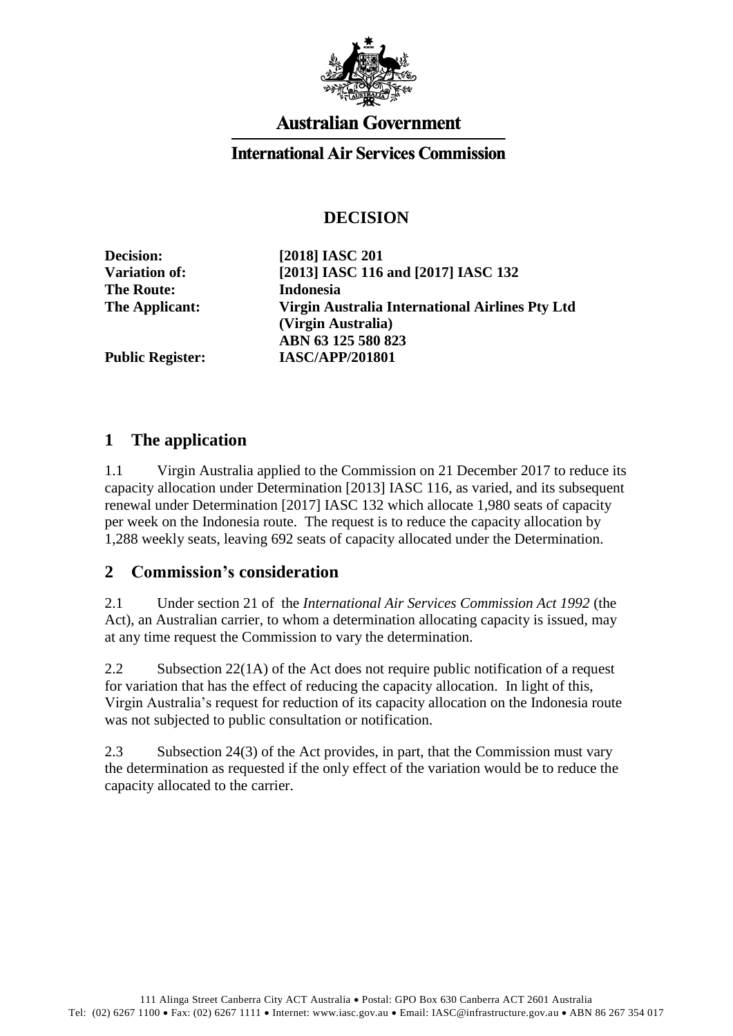**Australian Government**

**International Air Services Commission**

## DECISION

| | |
|---|---|
| **Decision:** | **[2018] IASC 201** |
| **Variation of:** | **[2013] IASC 116 and [2017] IASC 132** |
| **The Route:** | **Indonesia** |
| **The Applicant:** | **Virgin Australia International Airlines Pty Ltd (Virgin Australia) ABN 63 125 580 823** |
| **Public Register:** | **IASC/APP/201801** |

# 1 The application

1.1 Virgin Australia applied to the Commission on 21 December 2017 to reduce its capacity allocation under Determination [2013] IASC 116, as varied, and its subsequent renewal under Determination [2017] IASC 132 which allocate 1,980 seats of capacity per week on the Indonesia route. The request is to reduce the capacity allocation by 1,288 weekly seats, leaving 692 seats of capacity allocated under the Determination.

# 2 Commission's consideration

2.1 Under section 21 of the *International Air Services Commission Act 1992* (the Act), an Australian carrier, to whom a determination allocating capacity is issued, may at any time request the Commission to vary the determination.

2.2 Subsection 22(1A) of the Act does not require public notification of a request for variation that has the effect of reducing the capacity allocation. In light of this, Virgin Australia's request for reduction of its capacity allocation on the Indonesia route was not subjected to public consultation or notification.

2.3 Subsection 24(3) of the Act provides, in part, that the Commission must vary the determination as requested if the only effect of the variation would be to reduce the capacity allocated to the carrier.

111 Alinga Street Canberra City ACT Australia • Postal: GPO Box 630 Canberra ACT 2601 Australia
Tel: (02) 6267 1100 • Fax: (02) 6267 1111 • Internet: www.iasc.gov.au • Email: IASC@infrastructure.gov.au • ABN 86 267 354 017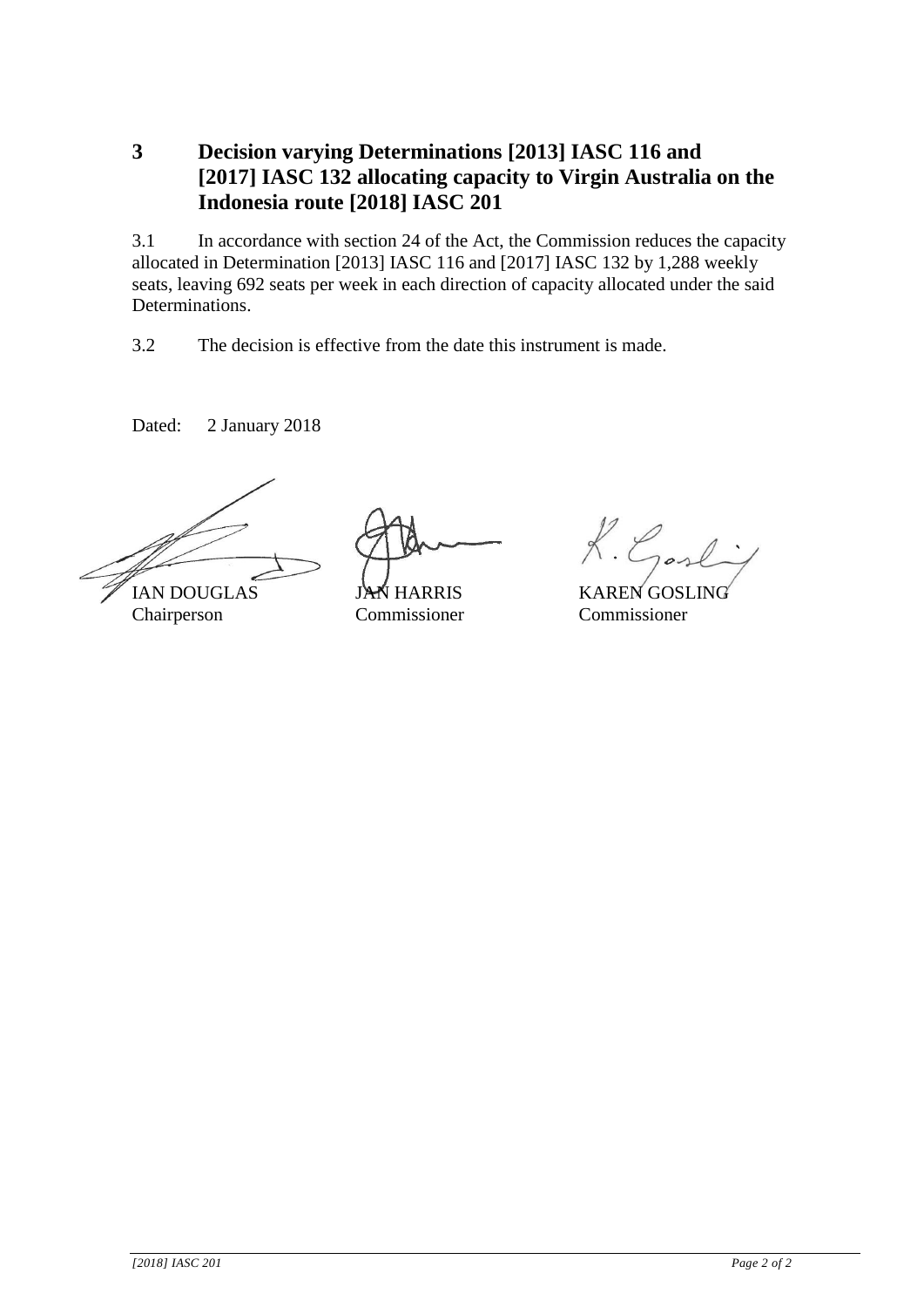## 3 Decision varying Determinations [2013] IASC 116 and [2017] IASC 132 allocating capacity to Virgin Australia on the Indonesia route [2018] IASC 201

3.1 In accordance with section 24 of the Act, the Commission reduces the capacity allocated in Determination [2013] IASC 116 and [2017] IASC 132 by 1,288 weekly seats, leaving 692 seats per week in each direction of capacity allocated under the said Determinations.

3.2 The decision is effective from the date this instrument is made.

Dated: 2 January 2018

| | | |
|---|---|---|
| IAN DOUGLAS | JAN HARRIS | KAREN GOSLING |
| Chairperson | Commissioner | Commissioner |